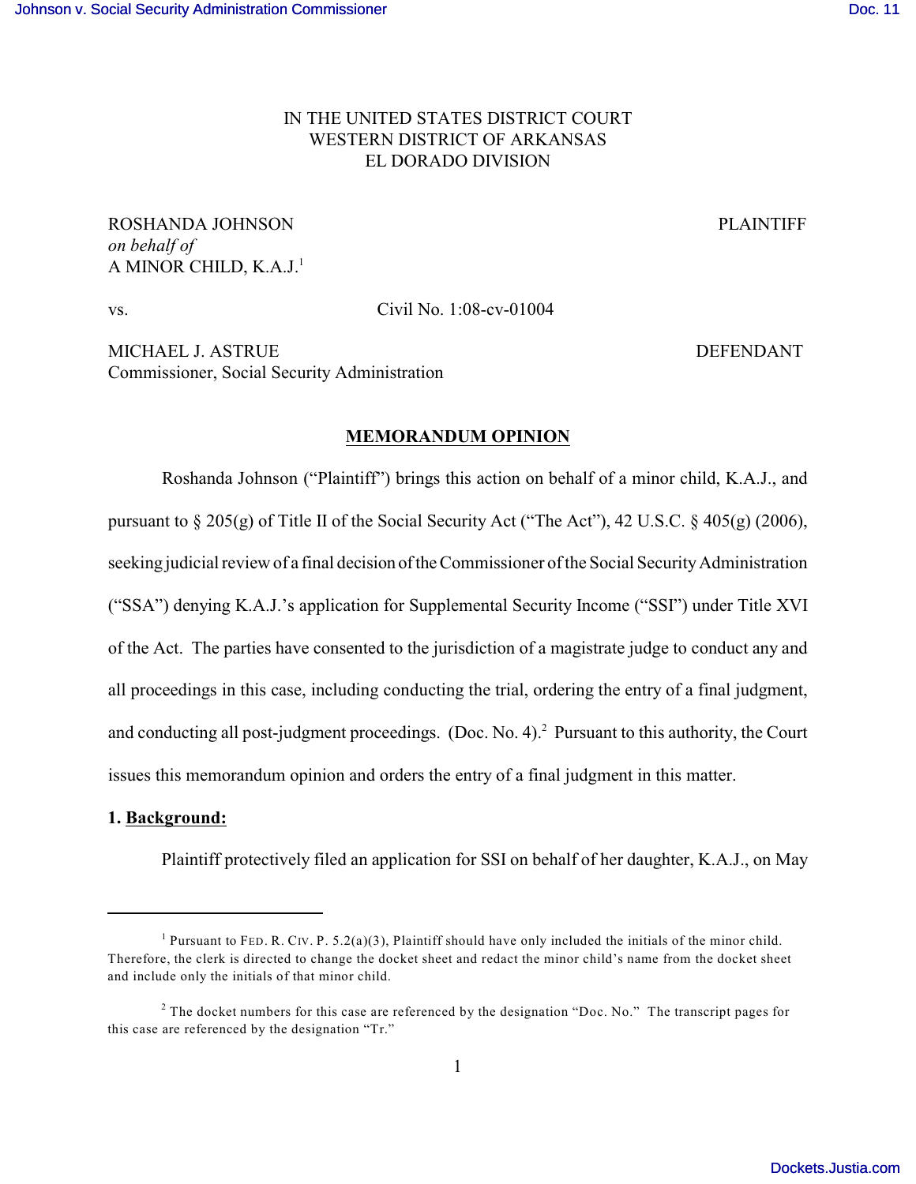IN THE UNITED STATES DISTRICT COURT
WESTERN DISTRICT OF ARKANSAS
EL DORADO DIVISION

ROSHANDA JOHNSON PLAINTIFF
*on behalf of*
A MINOR CHILD, K.A.J.[1]

vs. Civil No. 1:08-cv-01004

MICHAEL J. ASTRUE DEFENDANT
Commissioner, Social Security Administration

## MEMORANDUM OPINION

Roshanda Johnson ("Plaintiff") brings this action on behalf of a minor child, K.A.J., and pursuant to § 205(g) of Title II of the Social Security Act ("The Act"), 42 U.S.C. § 405(g) (2006), seeking judicial review of a final decision of the Commissioner of the Social Security Administration ("SSA") denying K.A.J.'s application for Supplemental Security Income ("SSI") under Title XVI of the Act. The parties have consented to the jurisdiction of a magistrate judge to conduct any and all proceedings in this case, including conducting the trial, ordering the entry of a final judgment, and conducting all post-judgment proceedings. (Doc. No. 4).[2] Pursuant to this authority, the Court issues this memorandum opinion and orders the entry of a final judgment in this matter.

**1. Background:**

Plaintiff protectively filed an application for SSI on behalf of her daughter, K.A.J., on May

---

[1] Pursuant to FED. R. CIV. P. 5.2(a)(3), Plaintiff should have only included the initials of the minor child. Therefore, the clerk is directed to change the docket sheet and redact the minor child's name from the docket sheet and include only the initials of that minor child.

[2] The docket numbers for this case are referenced by the designation "Doc. No." The transcript pages for this case are referenced by the designation "Tr."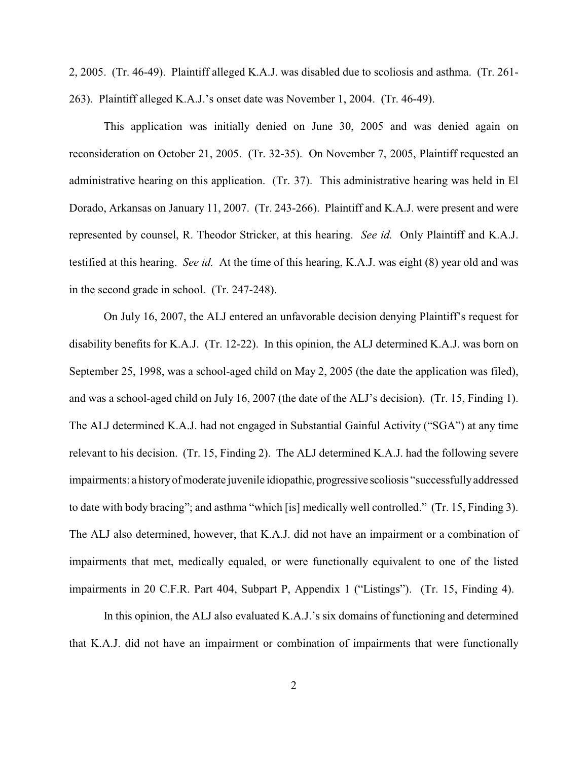2, 2005. (Tr. 46-49). Plaintiff alleged K.A.J. was disabled due to scoliosis and asthma. (Tr. 261-263). Plaintiff alleged K.A.J.'s onset date was November 1, 2004. (Tr. 46-49).

This application was initially denied on June 30, 2005 and was denied again on reconsideration on October 21, 2005. (Tr. 32-35). On November 7, 2005, Plaintiff requested an administrative hearing on this application. (Tr. 37). This administrative hearing was held in El Dorado, Arkansas on January 11, 2007. (Tr. 243-266). Plaintiff and K.A.J. were present and were represented by counsel, R. Theodor Stricker, at this hearing. *See id.* Only Plaintiff and K.A.J. testified at this hearing. *See id.* At the time of this hearing, K.A.J. was eight (8) year old and was in the second grade in school. (Tr. 247-248).

On July 16, 2007, the ALJ entered an unfavorable decision denying Plaintiff's request for disability benefits for K.A.J. (Tr. 12-22). In this opinion, the ALJ determined K.A.J. was born on September 25, 1998, was a school-aged child on May 2, 2005 (the date the application was filed), and was a school-aged child on July 16, 2007 (the date of the ALJ's decision). (Tr. 15, Finding 1). The ALJ determined K.A.J. had not engaged in Substantial Gainful Activity ("SGA") at any time relevant to his decision. (Tr. 15, Finding 2). The ALJ determined K.A.J. had the following severe impairments: a history of moderate juvenile idiopathic, progressive scoliosis "successfully addressed to date with body bracing"; and asthma "which [is] medically well controlled." (Tr. 15, Finding 3). The ALJ also determined, however, that K.A.J. did not have an impairment or a combination of impairments that met, medically equaled, or were functionally equivalent to one of the listed impairments in 20 C.F.R. Part 404, Subpart P, Appendix 1 ("Listings"). (Tr. 15, Finding 4).

In this opinion, the ALJ also evaluated K.A.J.'s six domains of functioning and determined that K.A.J. did not have an impairment or combination of impairments that were functionally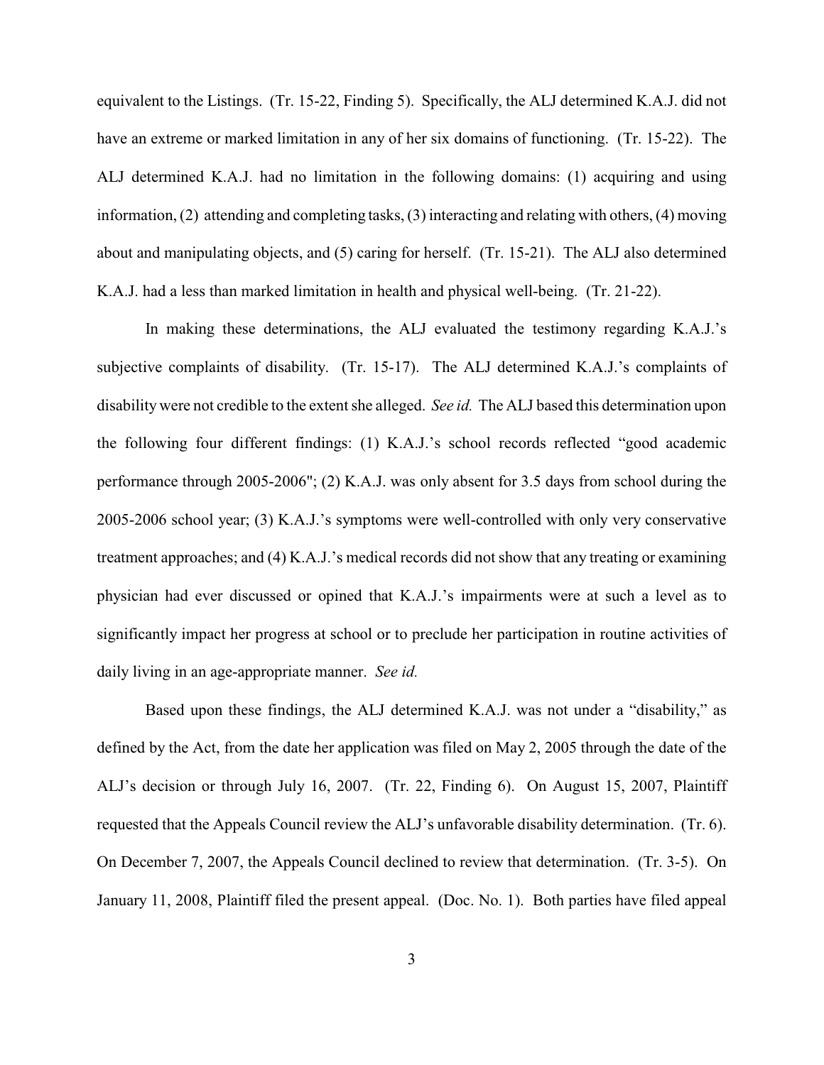equivalent to the Listings. (Tr. 15-22, Finding 5). Specifically, the ALJ determined K.A.J. did not have an extreme or marked limitation in any of her six domains of functioning. (Tr. 15-22). The ALJ determined K.A.J. had no limitation in the following domains: (1) acquiring and using information, (2) attending and completing tasks, (3) interacting and relating with others, (4) moving about and manipulating objects, and (5) caring for herself. (Tr. 15-21). The ALJ also determined K.A.J. had a less than marked limitation in health and physical well-being. (Tr. 21-22).

In making these determinations, the ALJ evaluated the testimony regarding K.A.J.'s subjective complaints of disability. (Tr. 15-17). The ALJ determined K.A.J.'s complaints of disability were not credible to the extent she alleged. *See id.* The ALJ based this determination upon the following four different findings: (1) K.A.J.'s school records reflected "good academic performance through 2005-2006"; (2) K.A.J. was only absent for 3.5 days from school during the 2005-2006 school year; (3) K.A.J.'s symptoms were well-controlled with only very conservative treatment approaches; and (4) K.A.J.'s medical records did not show that any treating or examining physician had ever discussed or opined that K.A.J.'s impairments were at such a level as to significantly impact her progress at school or to preclude her participation in routine activities of daily living in an age-appropriate manner. *See id.*

Based upon these findings, the ALJ determined K.A.J. was not under a "disability," as defined by the Act, from the date her application was filed on May 2, 2005 through the date of the ALJ's decision or through July 16, 2007. (Tr. 22, Finding 6). On August 15, 2007, Plaintiff requested that the Appeals Council review the ALJ's unfavorable disability determination. (Tr. 6). On December 7, 2007, the Appeals Council declined to review that determination. (Tr. 3-5). On January 11, 2008, Plaintiff filed the present appeal. (Doc. No. 1). Both parties have filed appeal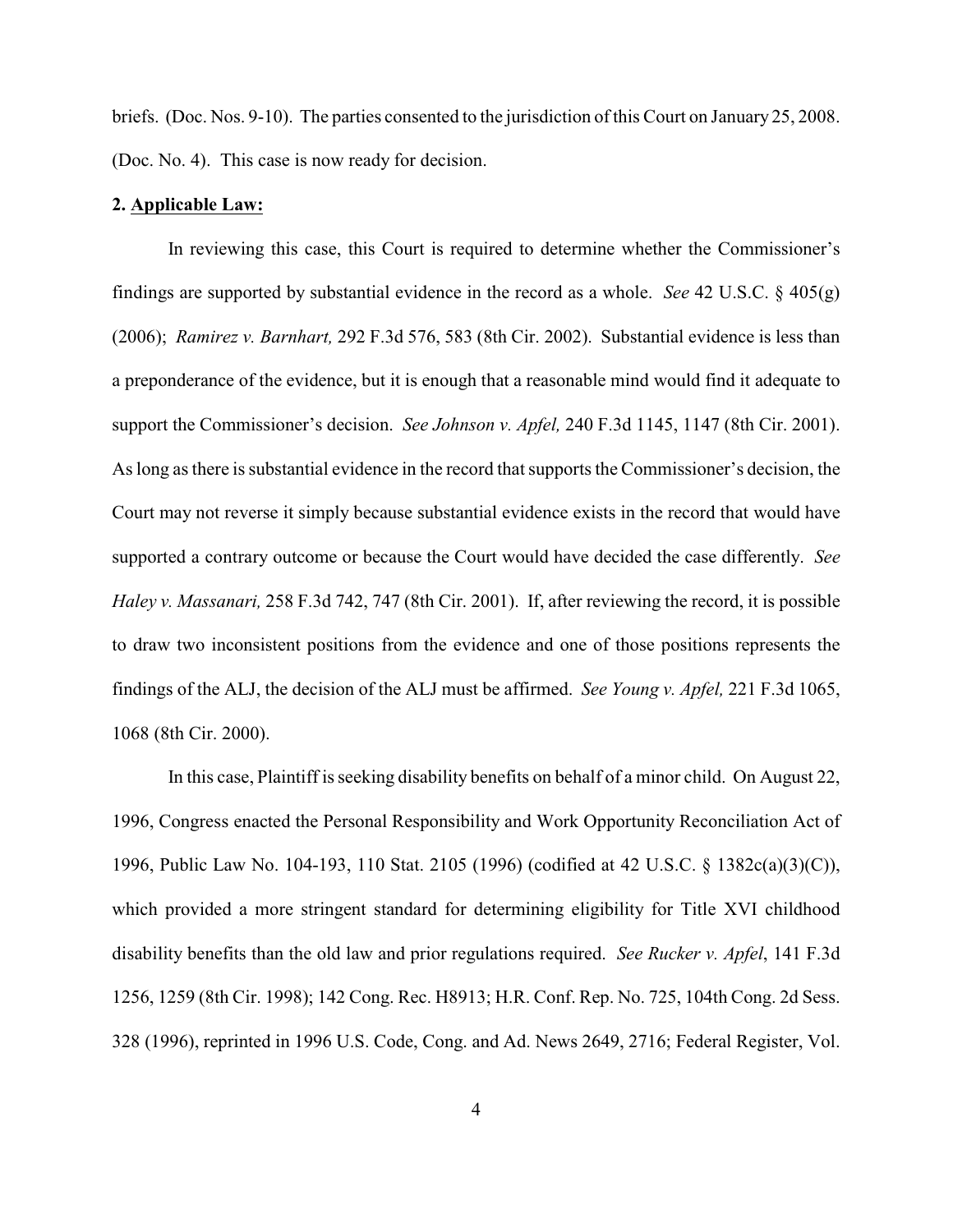briefs. (Doc. Nos. 9-10). The parties consented to the jurisdiction of this Court on January 25, 2008. (Doc. No. 4). This case is now ready for decision.

**2. Applicable Law:**

In reviewing this case, this Court is required to determine whether the Commissioner's findings are supported by substantial evidence in the record as a whole. *See* 42 U.S.C. § 405(g) (2006); *Ramirez v. Barnhart,* 292 F.3d 576, 583 (8th Cir. 2002). Substantial evidence is less than a preponderance of the evidence, but it is enough that a reasonable mind would find it adequate to support the Commissioner's decision. *See Johnson v. Apfel,* 240 F.3d 1145, 1147 (8th Cir. 2001). As long as there is substantial evidence in the record that supports the Commissioner's decision, the Court may not reverse it simply because substantial evidence exists in the record that would have supported a contrary outcome or because the Court would have decided the case differently. *See Haley v. Massanari,* 258 F.3d 742, 747 (8th Cir. 2001). If, after reviewing the record, it is possible to draw two inconsistent positions from the evidence and one of those positions represents the findings of the ALJ, the decision of the ALJ must be affirmed. *See Young v. Apfel,* 221 F.3d 1065, 1068 (8th Cir. 2000).

In this case, Plaintiff is seeking disability benefits on behalf of a minor child. On August 22, 1996, Congress enacted the Personal Responsibility and Work Opportunity Reconciliation Act of 1996, Public Law No. 104-193, 110 Stat. 2105 (1996) (codified at 42 U.S.C. § 1382c(a)(3)(C)), which provided a more stringent standard for determining eligibility for Title XVI childhood disability benefits than the old law and prior regulations required. *See Rucker v. Apfel*, 141 F.3d 1256, 1259 (8th Cir. 1998); 142 Cong. Rec. H8913; H.R. Conf. Rep. No. 725, 104th Cong. 2d Sess. 328 (1996), reprinted in 1996 U.S. Code, Cong. and Ad. News 2649, 2716; Federal Register, Vol.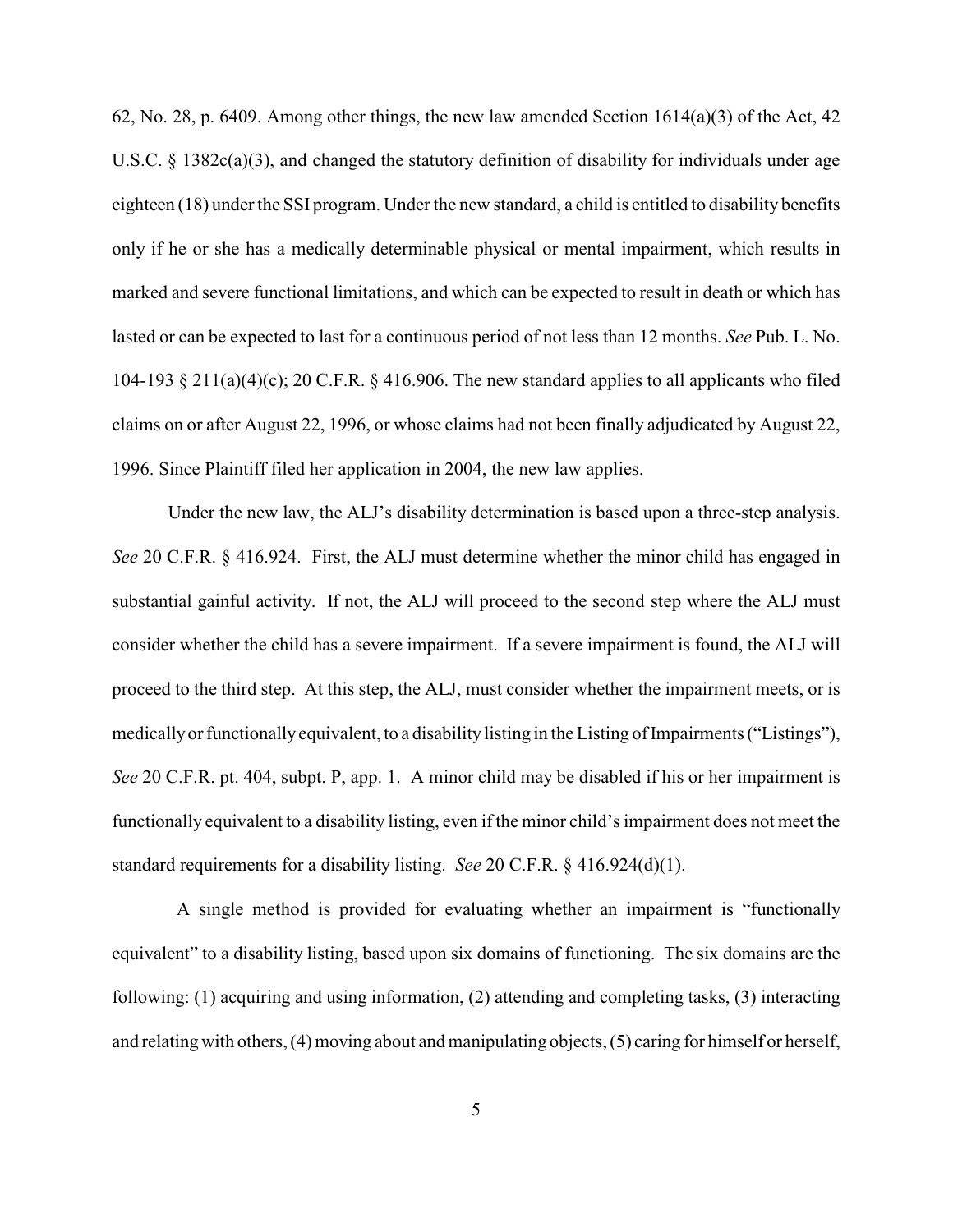62, No. 28, p. 6409. Among other things, the new law amended Section 1614(a)(3) of the Act, 42 U.S.C. § 1382c(a)(3), and changed the statutory definition of disability for individuals under age eighteen (18) under the SSI program. Under the new standard, a child is entitled to disability benefits only if he or she has a medically determinable physical or mental impairment, which results in marked and severe functional limitations, and which can be expected to result in death or which has lasted or can be expected to last for a continuous period of not less than 12 months. *See* Pub. L. No. 104-193 § 211(a)(4)(c); 20 C.F.R. § 416.906. The new standard applies to all applicants who filed claims on or after August 22, 1996, or whose claims had not been finally adjudicated by August 22, 1996. Since Plaintiff filed her application in 2004, the new law applies.

Under the new law, the ALJ's disability determination is based upon a three-step analysis. *See* 20 C.F.R. § 416.924. First, the ALJ must determine whether the minor child has engaged in substantial gainful activity. If not, the ALJ will proceed to the second step where the ALJ must consider whether the child has a severe impairment. If a severe impairment is found, the ALJ will proceed to the third step. At this step, the ALJ, must consider whether the impairment meets, or is medically or functionally equivalent, to a disability listing in the Listing of Impairments ("Listings"), *See* 20 C.F.R. pt. 404, subpt. P, app. 1. A minor child may be disabled if his or her impairment is functionally equivalent to a disability listing, even if the minor child's impairment does not meet the standard requirements for a disability listing. *See* 20 C.F.R. § 416.924(d)(1).

A single method is provided for evaluating whether an impairment is "functionally equivalent" to a disability listing, based upon six domains of functioning. The six domains are the following: (1) acquiring and using information, (2) attending and completing tasks, (3) interacting and relating with others, (4) moving about and manipulating objects, (5) caring for himself or herself,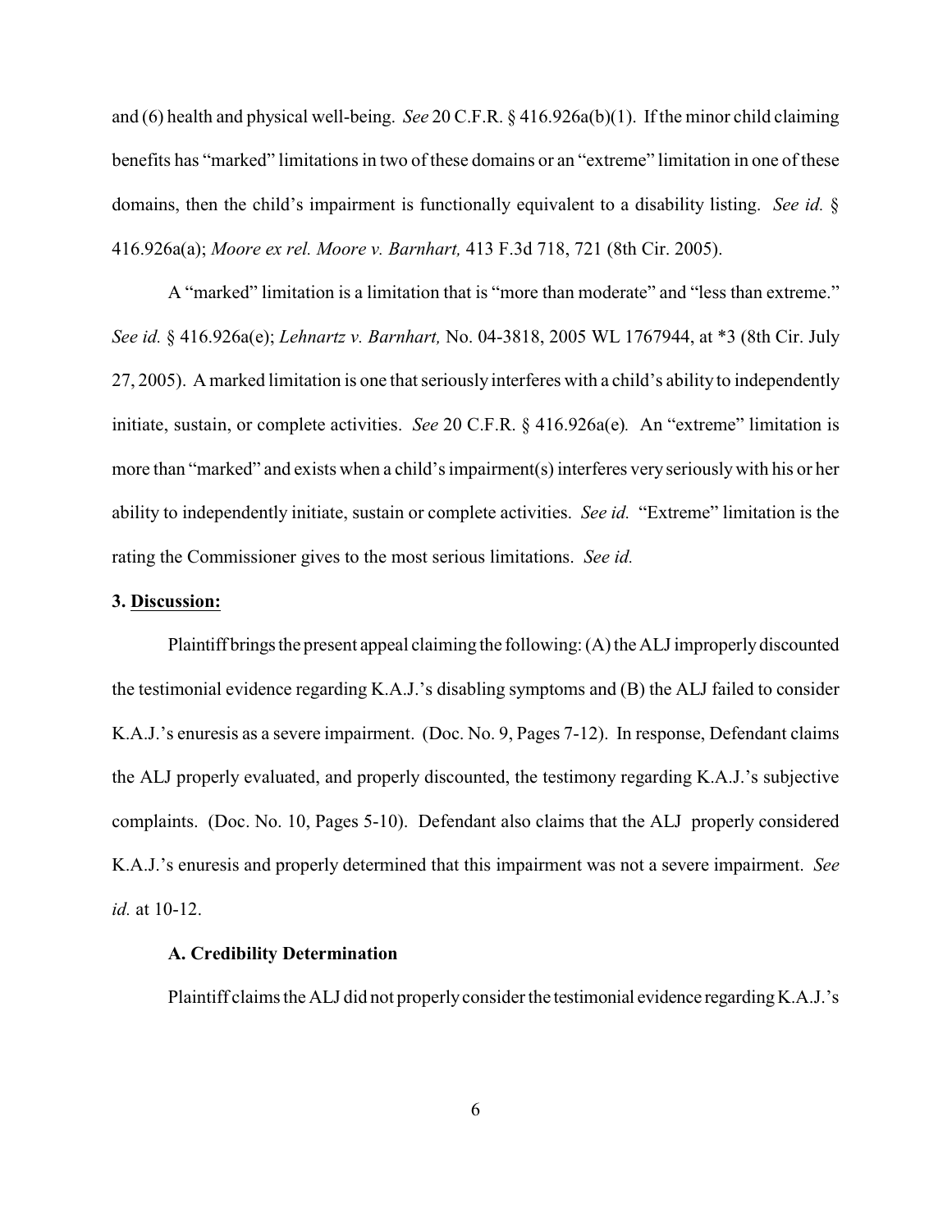and (6) health and physical well-being. *See* 20 C.F.R. § 416.926a(b)(1). If the minor child claiming benefits has "marked" limitations in two of these domains or an "extreme" limitation in one of these domains, then the child's impairment is functionally equivalent to a disability listing. *See id.* § 416.926a(a); *Moore ex rel. Moore v. Barnhart,* 413 F.3d 718, 721 (8th Cir. 2005).

A "marked" limitation is a limitation that is "more than moderate" and "less than extreme." *See id.* § 416.926a(e); *Lehnartz v. Barnhart,* No. 04-3818, 2005 WL 1767944, at *3 (8th Cir. July 27, 2005). A marked limitation is one that seriously interferes with a child's ability to independently initiate, sustain, or complete activities. *See* 20 C.F.R. § 416.926a(e)*.* An "extreme" limitation is more than "marked" and exists when a child's impairment(s) interferes very seriously with his or her ability to independently initiate, sustain or complete activities. *See id.* "Extreme" limitation is the rating the Commissioner gives to the most serious limitations. *See id.*

**3. Discussion:**

Plaintiff brings the present appeal claiming the following: (A) the ALJ improperly discounted the testimonial evidence regarding K.A.J.'s disabling symptoms and (B) the ALJ failed to consider K.A.J.'s enuresis as a severe impairment. (Doc. No. 9, Pages 7-12). In response, Defendant claims the ALJ properly evaluated, and properly discounted, the testimony regarding K.A.J.'s subjective complaints. (Doc. No. 10, Pages 5-10). Defendant also claims that the ALJ properly considered K.A.J.'s enuresis and properly determined that this impairment was not a severe impairment. *See id.* at 10-12.

**A. Credibility Determination**

Plaintiff claims the ALJ did not properly consider the testimonial evidence regarding K.A.J.'s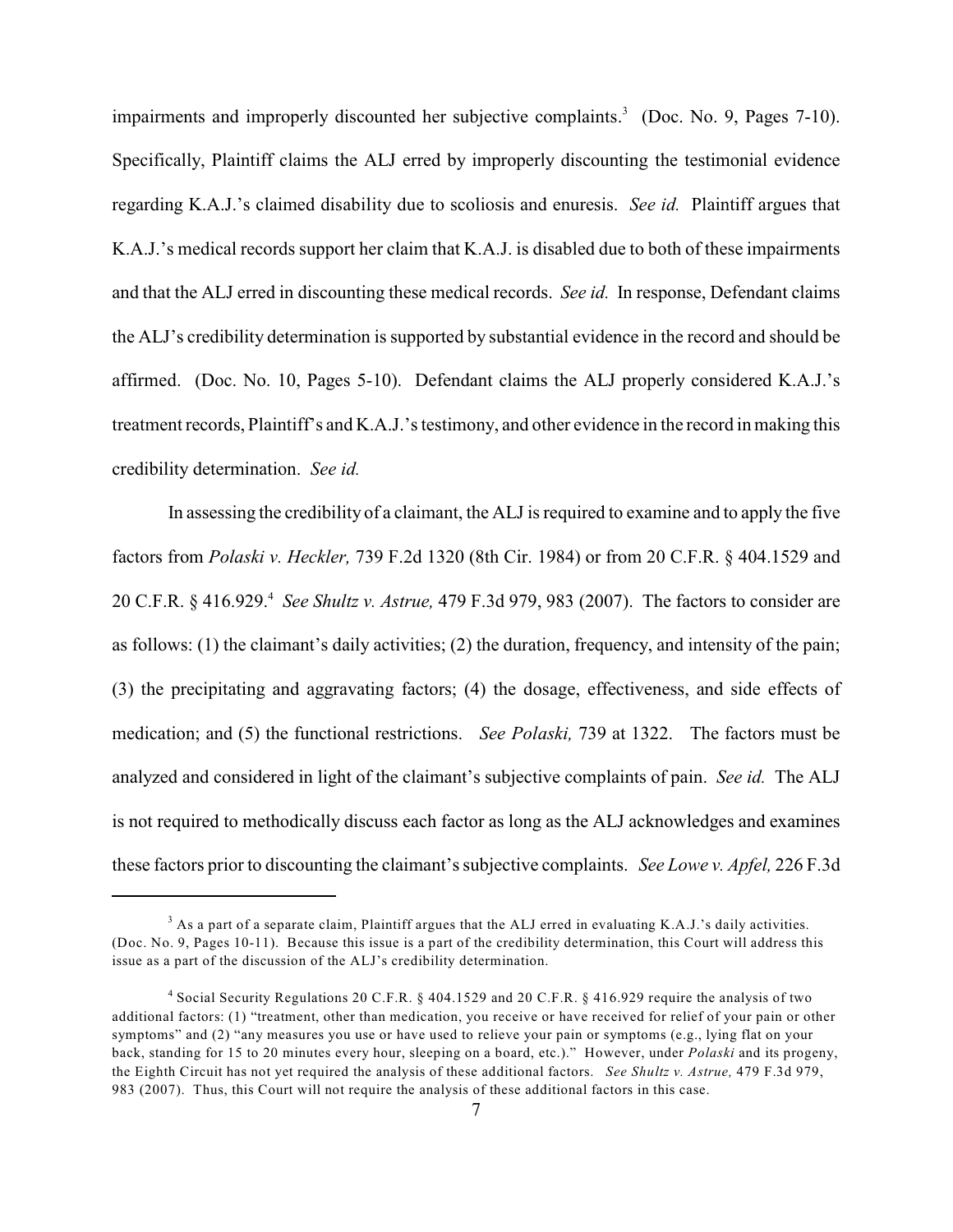impairments and improperly discounted her subjective complaints.[3] (Doc. No. 9, Pages 7-10). Specifically, Plaintiff claims the ALJ erred by improperly discounting the testimonial evidence regarding K.A.J.'s claimed disability due to scoliosis and enuresis. *See id.* Plaintiff argues that K.A.J.'s medical records support her claim that K.A.J. is disabled due to both of these impairments and that the ALJ erred in discounting these medical records. *See id.* In response, Defendant claims the ALJ's credibility determination is supported by substantial evidence in the record and should be affirmed. (Doc. No. 10, Pages 5-10). Defendant claims the ALJ properly considered K.A.J.'s treatment records, Plaintiff's and K.A.J.'s testimony, and other evidence in the record in making this credibility determination. *See id.*

In assessing the credibility of a claimant, the ALJ is required to examine and to apply the five factors from *Polaski v. Heckler,* 739 F.2d 1320 (8th Cir. 1984) or from 20 C.F.R. § 404.1529 and 20 C.F.R. § 416.929.[4] *See Shultz v. Astrue,* 479 F.3d 979, 983 (2007). The factors to consider are as follows: (1) the claimant's daily activities; (2) the duration, frequency, and intensity of the pain; (3) the precipitating and aggravating factors; (4) the dosage, effectiveness, and side effects of medication; and (5) the functional restrictions. *See Polaski,* 739 at 1322. The factors must be analyzed and considered in light of the claimant's subjective complaints of pain. *See id.* The ALJ is not required to methodically discuss each factor as long as the ALJ acknowledges and examines these factors prior to discounting the claimant's subjective complaints. *See Lowe v. Apfel,* 226 F.3d

---

[3] As a part of a separate claim, Plaintiff argues that the ALJ erred in evaluating K.A.J.'s daily activities. (Doc. No. 9, Pages 10-11). Because this issue is a part of the credibility determination, this Court will address this issue as a part of the discussion of the ALJ's credibility determination.

[4] Social Security Regulations 20 C.F.R. § 404.1529 and 20 C.F.R. § 416.929 require the analysis of two additional factors: (1) "treatment, other than medication, you receive or have received for relief of your pain or other symptoms" and (2) "any measures you use or have used to relieve your pain or symptoms (e.g., lying flat on your back, standing for 15 to 20 minutes every hour, sleeping on a board, etc.)." However, under *Polaski* and its progeny, the Eighth Circuit has not yet required the analysis of these additional factors. *See Shultz v. Astrue,* 479 F.3d 979, 983 (2007). Thus, this Court will not require the analysis of these additional factors in this case.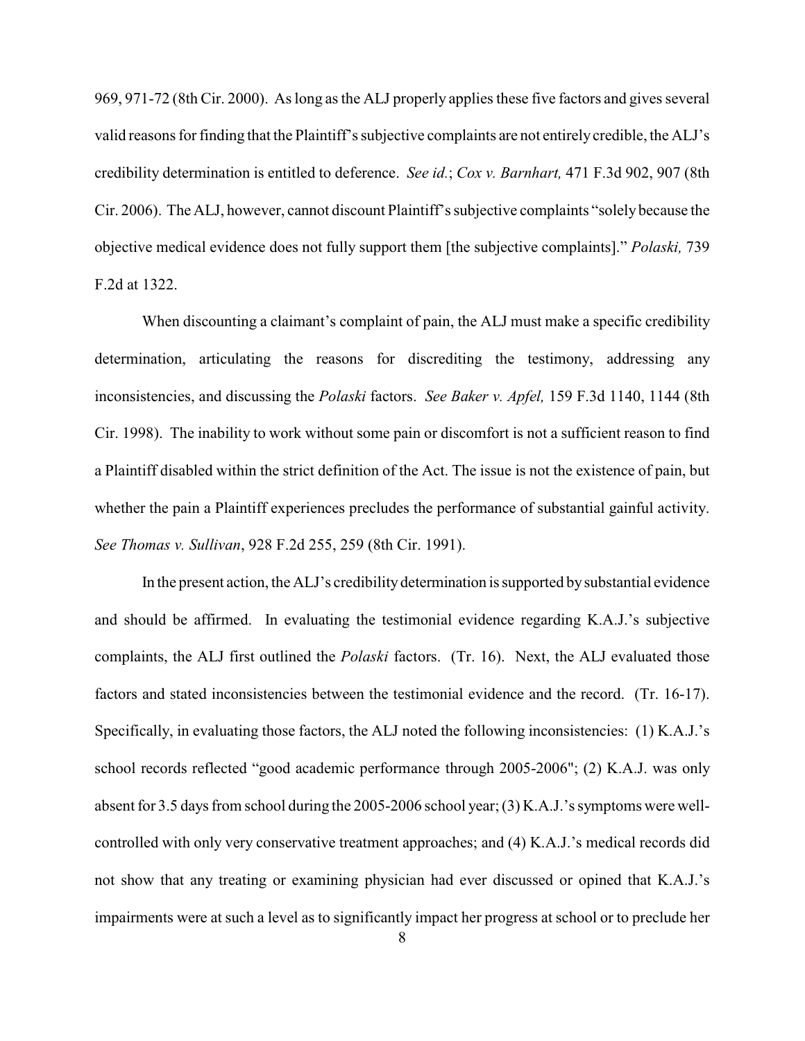969, 971-72 (8th Cir. 2000). As long as the ALJ properly applies these five factors and gives several valid reasons for finding that the Plaintiff's subjective complaints are not entirely credible, the ALJ's credibility determination is entitled to deference. *See id.*; *Cox v. Barnhart,* 471 F.3d 902, 907 (8th Cir. 2006). The ALJ, however, cannot discount Plaintiff's subjective complaints "solely because the objective medical evidence does not fully support them [the subjective complaints]." *Polaski,* 739 F.2d at 1322.

When discounting a claimant's complaint of pain, the ALJ must make a specific credibility determination, articulating the reasons for discrediting the testimony, addressing any inconsistencies, and discussing the *Polaski* factors. *See Baker v. Apfel,* 159 F.3d 1140, 1144 (8th Cir. 1998). The inability to work without some pain or discomfort is not a sufficient reason to find a Plaintiff disabled within the strict definition of the Act. The issue is not the existence of pain, but whether the pain a Plaintiff experiences precludes the performance of substantial gainful activity. *See Thomas v. Sullivan*, 928 F.2d 255, 259 (8th Cir. 1991).

In the present action, the ALJ's credibility determination is supported by substantial evidence and should be affirmed. In evaluating the testimonial evidence regarding K.A.J.'s subjective complaints, the ALJ first outlined the *Polaski* factors. (Tr. 16). Next, the ALJ evaluated those factors and stated inconsistencies between the testimonial evidence and the record. (Tr. 16-17). Specifically, in evaluating those factors, the ALJ noted the following inconsistencies: (1) K.A.J.'s school records reflected "good academic performance through 2005-2006"; (2) K.A.J. was only absent for 3.5 days from school during the 2005-2006 school year; (3) K.A.J.'s symptoms were well-controlled with only very conservative treatment approaches; and (4) K.A.J.'s medical records did not show that any treating or examining physician had ever discussed or opined that K.A.J.'s impairments were at such a level as to significantly impact her progress at school or to preclude her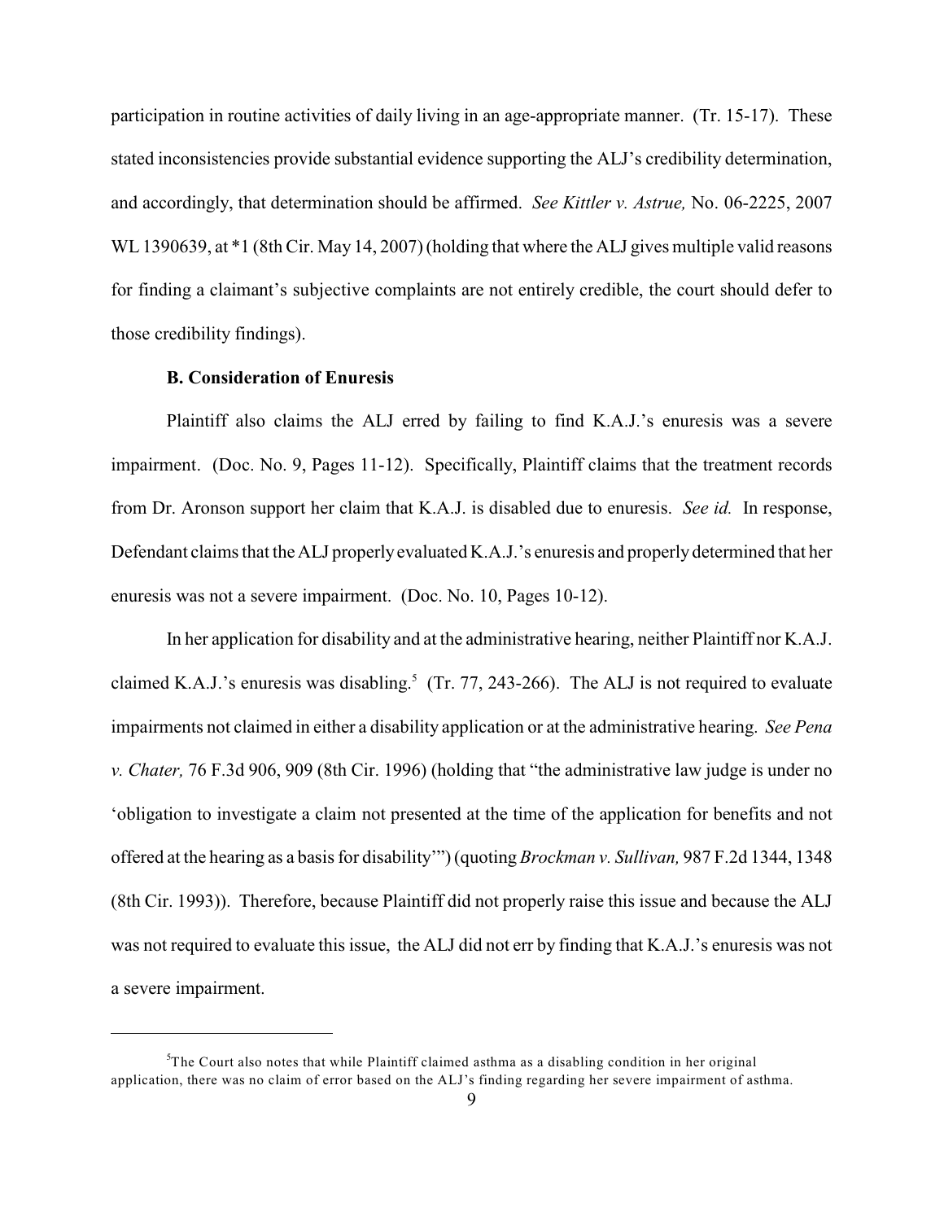participation in routine activities of daily living in an age-appropriate manner. (Tr. 15-17). These stated inconsistencies provide substantial evidence supporting the ALJ's credibility determination, and accordingly, that determination should be affirmed. *See Kittler v. Astrue,* No. 06-2225, 2007 WL 1390639, at *1 (8th Cir. May 14, 2007) (holding that where the ALJ gives multiple valid reasons for finding a claimant's subjective complaints are not entirely credible, the court should defer to those credibility findings).

**B. Consideration of Enuresis**

Plaintiff also claims the ALJ erred by failing to find K.A.J.'s enuresis was a severe impairment. (Doc. No. 9, Pages 11-12). Specifically, Plaintiff claims that the treatment records from Dr. Aronson support her claim that K.A.J. is disabled due to enuresis. *See id.* In response, Defendant claims that the ALJ properly evaluated K.A.J.'s enuresis and properly determined that her enuresis was not a severe impairment. (Doc. No. 10, Pages 10-12).

In her application for disability and at the administrative hearing, neither Plaintiff nor K.A.J. claimed K.A.J.'s enuresis was disabling.[5] (Tr. 77, 243-266). The ALJ is not required to evaluate impairments not claimed in either a disability application or at the administrative hearing. *See Pena v. Chater,* 76 F.3d 906, 909 (8th Cir. 1996) (holding that "the administrative law judge is under no 'obligation to investigate a claim not presented at the time of the application for benefits and not offered at the hearing as a basis for disability'") (quoting *Brockman v. Sullivan,* 987 F.2d 1344, 1348 (8th Cir. 1993)). Therefore, because Plaintiff did not properly raise this issue and because the ALJ was not required to evaluate this issue, the ALJ did not err by finding that K.A.J.'s enuresis was not a severe impairment.

---

[5]The Court also notes that while Plaintiff claimed asthma as a disabling condition in her original application, there was no claim of error based on the ALJ's finding regarding her severe impairment of asthma.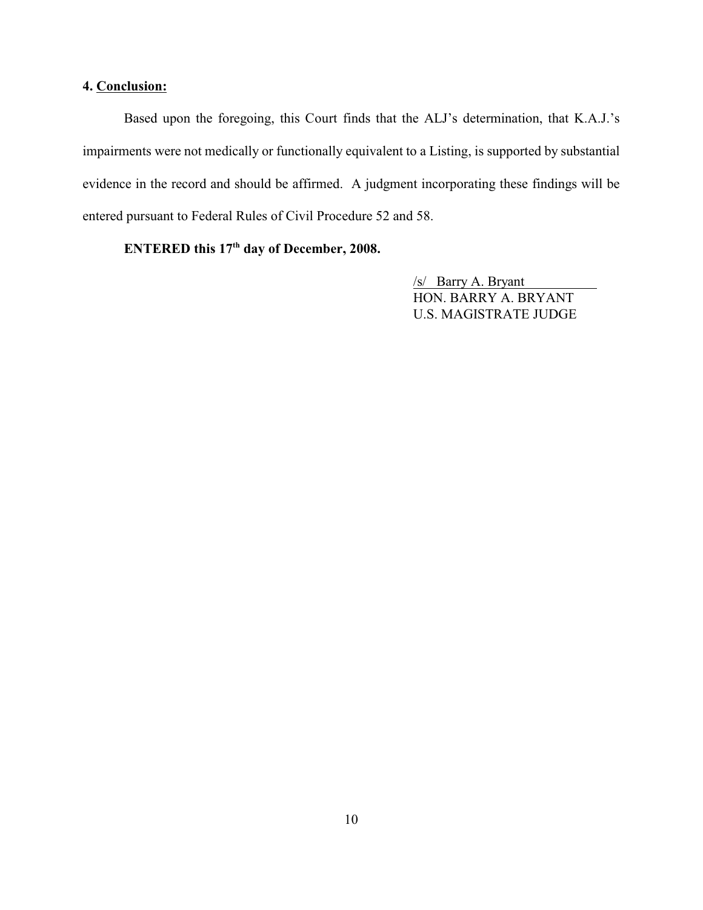**4. Conclusion:**

Based upon the foregoing, this Court finds that the ALJ's determination, that K.A.J.'s impairments were not medically or functionally equivalent to a Listing, is supported by substantial evidence in the record and should be affirmed. A judgment incorporating these findings will be entered pursuant to Federal Rules of Civil Procedure 52 and 58.

**ENTERED this 17th day of December, 2008.**

/s/ Barry A. Bryant
HON. BARRY A. BRYANT
U.S. MAGISTRATE JUDGE